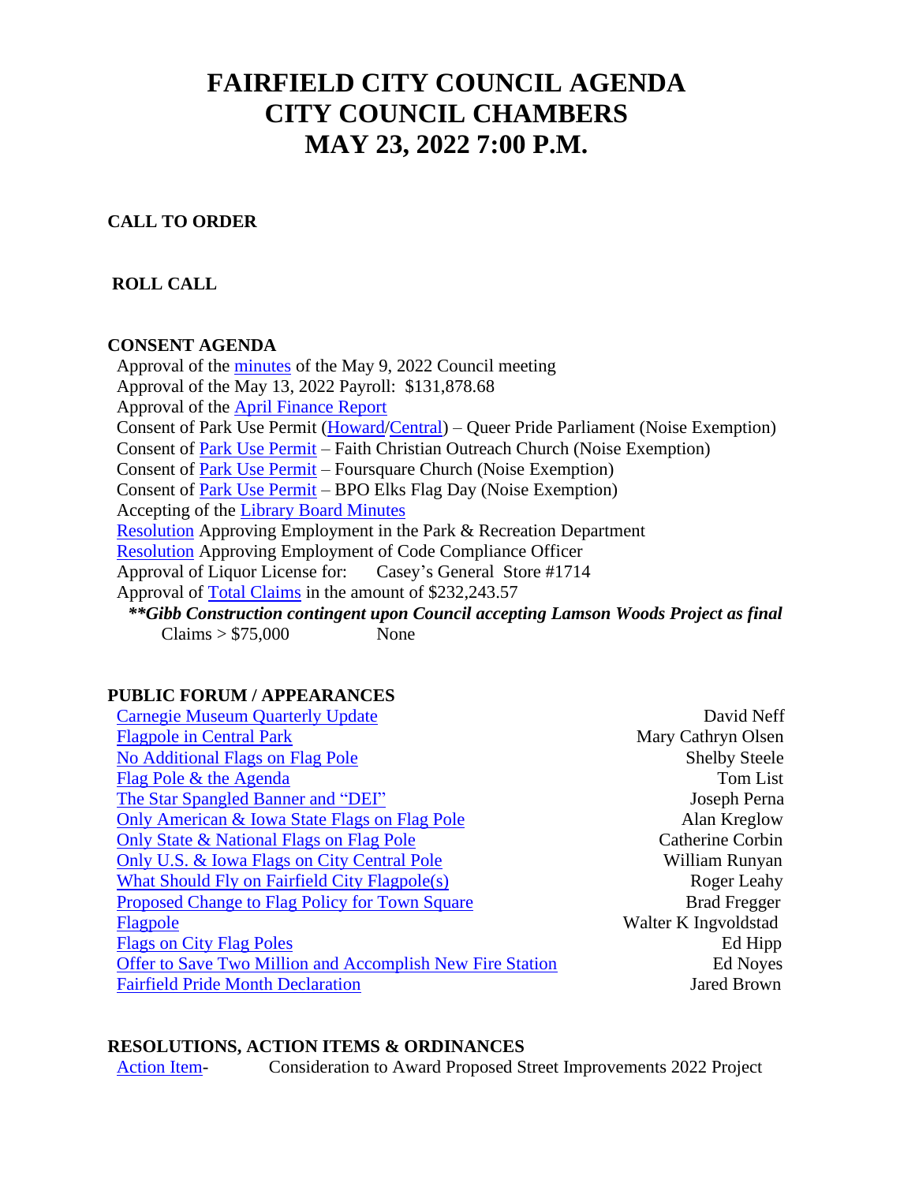# FAIRFIELD CITY COUNCIL AGENDA
# CITY COUNCIL CHAMBERS
# MAY 23, 2022 7:00 P.M.

**CALL TO ORDER**

**ROLL CALL**

**CONSENT AGENDA**

Approval of the minutes of the May 9, 2022 Council meeting
Approval of the May 13, 2022 Payroll: $131,878.68
Approval of the April Finance Report
Consent of Park Use Permit (Howard/Central) – Queer Pride Parliament (Noise Exemption)
Consent of Park Use Permit – Faith Christian Outreach Church (Noise Exemption)
Consent of Park Use Permit – Foursquare Church (Noise Exemption)
Consent of Park Use Permit – BPO Elks Flag Day (Noise Exemption)
Accepting of the Library Board Minutes
Resolution Approving Employment in the Park & Recreation Department
Resolution Approving Employment of Code Compliance Officer
Approval of Liquor License for: Casey's General Store #1714
Approval of Total Claims in the amount of $232,243.57

***\*\*Gibb Construction contingent upon Council accepting Lamson Woods Project as final***

Claims > $75,000 None

**PUBLIC FORUM / APPEARANCES**

| | |
|---|---|
| Carnegie Museum Quarterly Update | David Neff |
| Flagpole in Central Park | Mary Cathryn Olsen |
| No Additional Flags on Flag Pole | Shelby Steele |
| Flag Pole & the Agenda | Tom List |
| The Star Spangled Banner and "DEI" | Joseph Perna |
| Only American & Iowa State Flags on Flag Pole | Alan Kreglow |
| Only State & National Flags on Flag Pole | Catherine Corbin |
| Only U.S. & Iowa Flags on City Central Pole | William Runyan |
| What Should Fly on Fairfield City Flagpole(s) | Roger Leahy |
| Proposed Change to Flag Policy for Town Square | Brad Fregger |
| Flagpole | Walter K Ingvoldstad |
| Flags on City Flag Poles | Ed Hipp |
| Offer to Save Two Million and Accomplish New Fire Station | Ed Noyes |
| Fairfield Pride Month Declaration | Jared Brown |

**RESOLUTIONS, ACTION ITEMS & ORDINANCES**

Action Item- Consideration to Award Proposed Street Improvements 2022 Project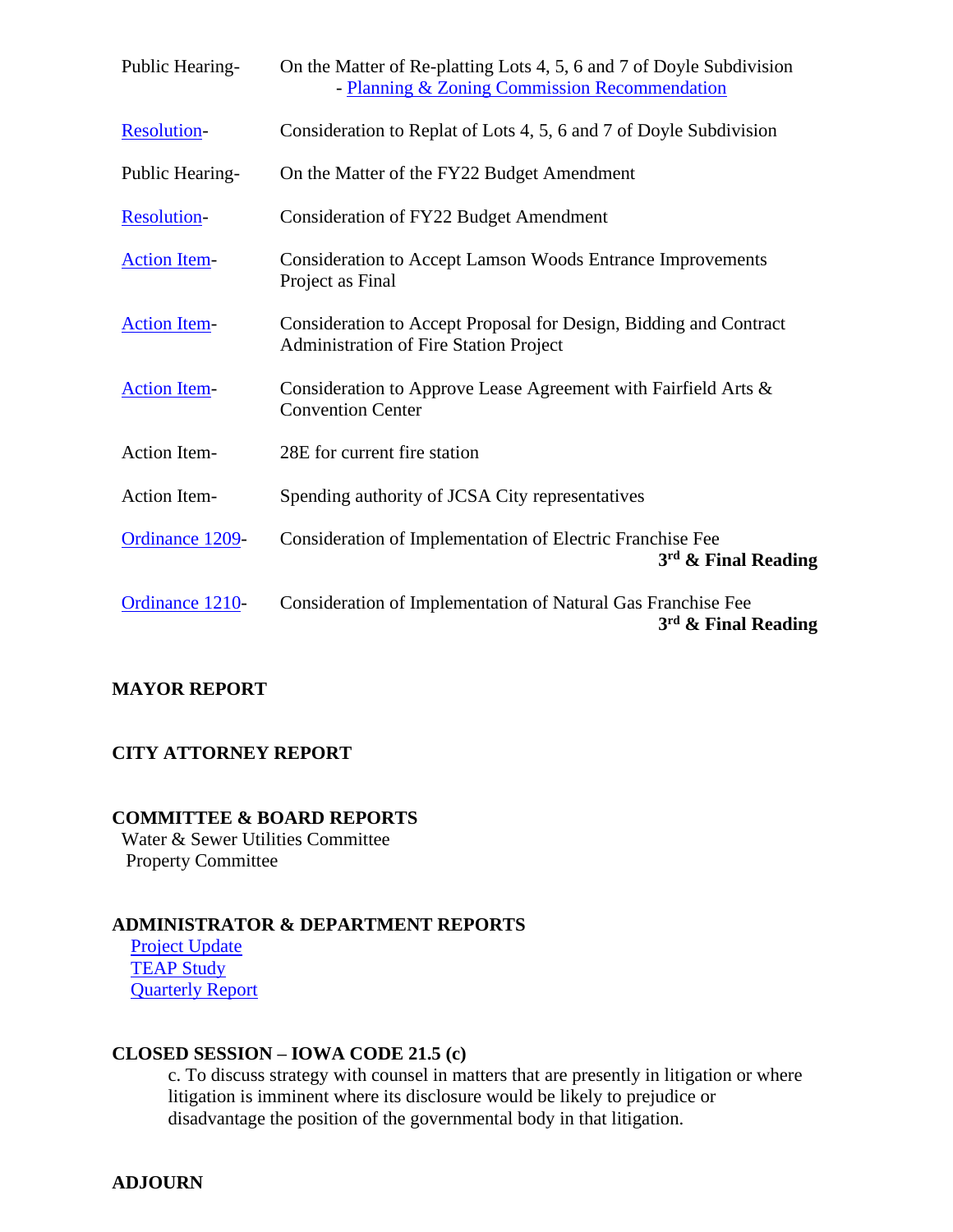| | |
|---|---|
| Public Hearing- | On the Matter of Re-platting Lots 4, 5, 6 and 7 of Doyle Subdivision - Planning & Zoning Commission Recommendation |
| Resolution- | Consideration to Replat of Lots 4, 5, 6 and 7 of Doyle Subdivision |
| Public Hearing- | On the Matter of the FY22 Budget Amendment |
| Resolution- | Consideration of FY22 Budget Amendment |
| Action Item- | Consideration to Accept Lamson Woods Entrance Improvements Project as Final |
| Action Item- | Consideration to Accept Proposal for Design, Bidding and Contract Administration of Fire Station Project |
| Action Item- | Consideration to Approve Lease Agreement with Fairfield Arts & Convention Center |
| Action Item- | 28E for current fire station |
| Action Item- | Spending authority of JCSA City representatives |
| Ordinance 1209- | Consideration of Implementation of Electric Franchise Fee **3rd & Final Reading** |
| Ordinance 1210- | Consideration of Implementation of Natural Gas Franchise Fee **3rd & Final Reading** |

**MAYOR REPORT**

**CITY ATTORNEY REPORT**

**COMMITTEE & BOARD REPORTS**

Water & Sewer Utilities Committee
Property Committee

**ADMINISTRATOR & DEPARTMENT REPORTS**

Project Update
TEAP Study
Quarterly Report

**CLOSED SESSION – IOWA CODE 21.5 (c)**

c. To discuss strategy with counsel in matters that are presently in litigation or where litigation is imminent where its disclosure would be likely to prejudice or disadvantage the position of the governmental body in that litigation.

**ADJOURN**